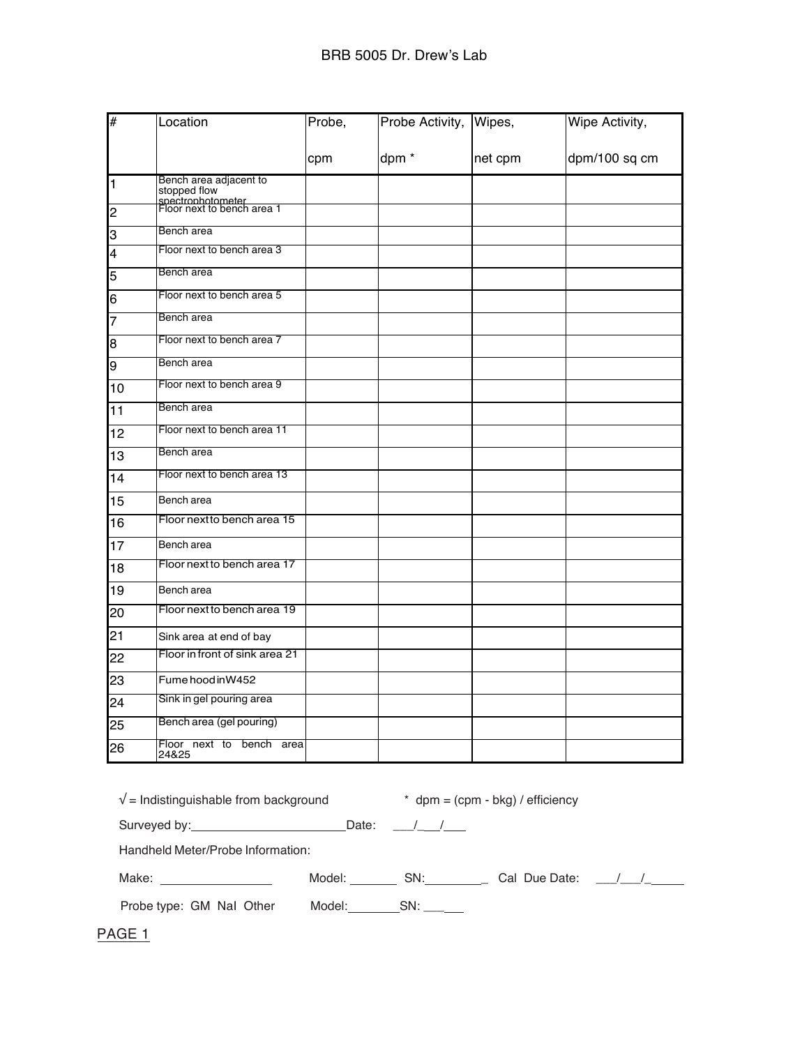# BRB 5005 Dr. Drew's Lab

| # | Location | Probe, cpm | Probe Activity, dpm * | Wipes, net cpm | Wipe Activity, dpm/100 sq cm |
|---|---|---|---|---|---|
| 1 | Bench area adjacent to stopped flow spectrophotometer | | | | |
| 2 | Floor next to bench area 1 | | | | |
| 3 | Bench area | | | | |
| 4 | Floor next to bench area 3 | | | | |
| 5 | Bench area | | | | |
| 6 | Floor next to bench area 5 | | | | |
| 7 | Bench area | | | | |
| 8 | Floor next to bench area 7 | | | | |
| 9 | Bench area | | | | |
| 10 | Floor next to bench area 9 | | | | |
| 11 | Bench area | | | | |
| 12 | Floor next to bench area 11 | | | | |
| 13 | Bench area | | | | |
| 14 | Floor next to bench area 13 | | | | |
| 15 | Bench area | | | | |
| 16 | Floor next to bench area 15 | | | | |
| 17 | Bench area | | | | |
| 18 | Floor next to bench area 17 | | | | |
| 19 | Bench area | | | | |
| 20 | Floor next to bench area 19 | | | | |
| 21 | Sink area at end of bay | | | | |
| 22 | Floor in front of sink area 21 | | | | |
| 23 | Fume hood in W452 | | | | |
| 24 | Sink in gel pouring area | | | | |
| 25 | Bench area (gel pouring) | | | | |
| 26 | Floor next to bench area 24&25 | | | | |

√ = Indistinguishable from background

* dpm = (cpm - bkg) / efficiency

Surveyed by:______________________ Date: ___/___/___

Handheld Meter/Probe Information:

Make: ________________ Model: _______ SN:_________ Cal Due Date: ___/___/_____

Probe type: GM NaI Other Model:________ SN: ______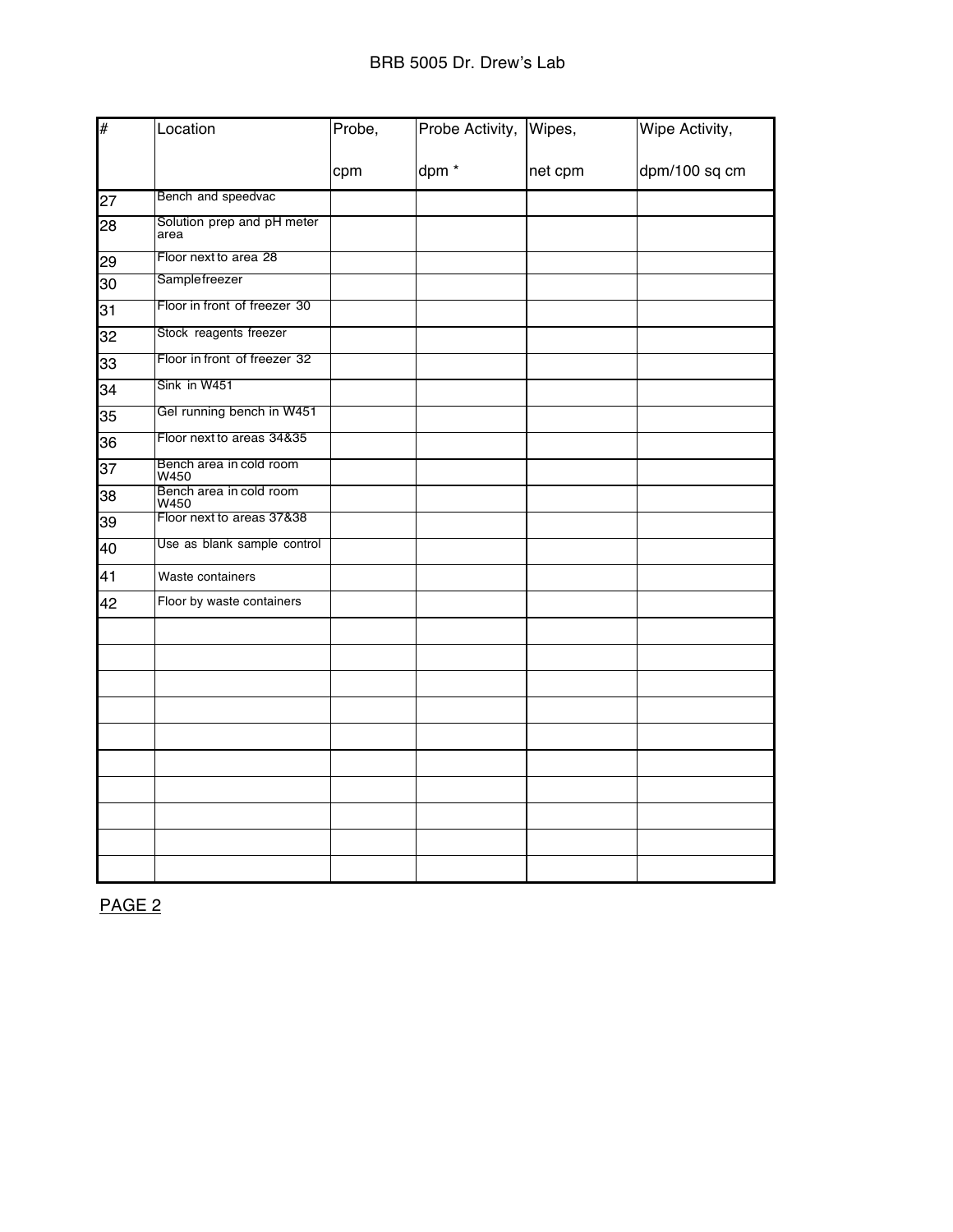BRB 5005 Dr. Drew's Lab

| # | Location | Probe, cpm | Probe Activity, dpm * | Wipes, net cpm | Wipe Activity, dpm/100 sq cm |
|---|---|---|---|---|---|
| 27 | Bench and speedvac | | | | |
| 28 | Solution prep and pH meter area | | | | |
| 29 | Floor next to area 28 | | | | |
| 30 | Sample freezer | | | | |
| 31 | Floor in front of freezer 30 | | | | |
| 32 | Stock reagents freezer | | | | |
| 33 | Floor in front of freezer 32 | | | | |
| 34 | Sink in W451 | | | | |
| 35 | Gel running bench in W451 | | | | |
| 36 | Floor next to areas 34&35 | | | | |
| 37 | Bench area in cold room W450 | | | | |
| 38 | Bench area in cold room W450 | | | | |
| 39 | Floor next to areas 37&38 | | | | |
| 40 | Use as blank sample control | | | | |
| 41 | Waste containers | | | | |
| 42 | Floor by waste containers | | | | |
| | | | | | |
| | | | | | |
| | | | | | |
| | | | | | |
| | | | | | |
| | | | | | |
| | | | | | |
| | | | | | |
| | | | | | |
| | | | | | |

PAGE 2